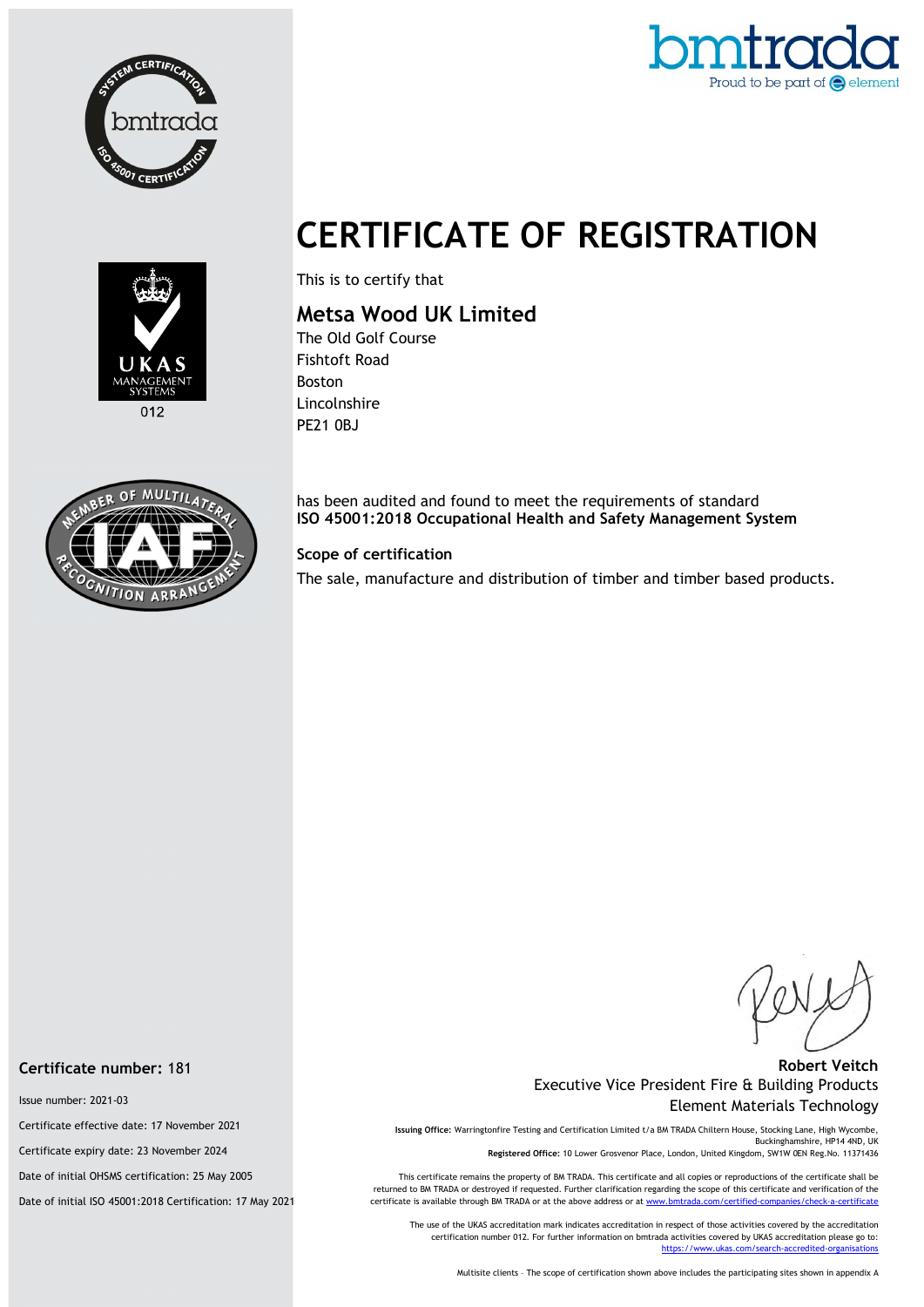# CERTIFICATE OF REGISTRATION

This is to certify that

## Metsa Wood UK Limited

The Old Golf Course
Fishtoft Road
Boston
Lincolnshire
PE21 0BJ

has been audited and found to meet the requirements of standard
**ISO 45001:2018 Occupational Health and Safety Management System**

**Scope of certification**

The sale, manufacture and distribution of timber and timber based products.

**Robert Veitch**
Executive Vice President Fire & Building Products
Element Materials Technology

**Certificate number:** 181

Issue number: 2021-03

Certificate effective date: 17 November 2021

Certificate expiry date: 23 November 2024

Date of initial OHSMS certification: 25 May 2005

Date of initial ISO 45001:2018 Certification: 17 May 2021

**Issuing Office:** Warringtonfire Testing and Certification Limited t/a BM TRADA Chiltern House, Stocking Lane, High Wycombe, Buckinghamshire, HP14 4ND, UK
**Registered Office:** 10 Lower Grosvenor Place, London, United Kingdom, SW1W 0EN Reg.No. 11371436

This certificate remains the property of BM TRADA. This certificate and all copies or reproductions of the certificate shall be returned to BM TRADA or destroyed if requested. Further clarification regarding the scope of this certificate and verification of the certificate is available through BM TRADA or at the above address or at www.bmtrada.com/certified-companies/check-a-certificate

The use of the UKAS accreditation mark indicates accreditation in respect of those activities covered by the accreditation certification number 012. For further information on bmtrada activities covered by UKAS accreditation please go to: https://www.ukas.com/search-accredited-organisations

Multisite clients – The scope of certification shown above includes the participating sites shown in appendix A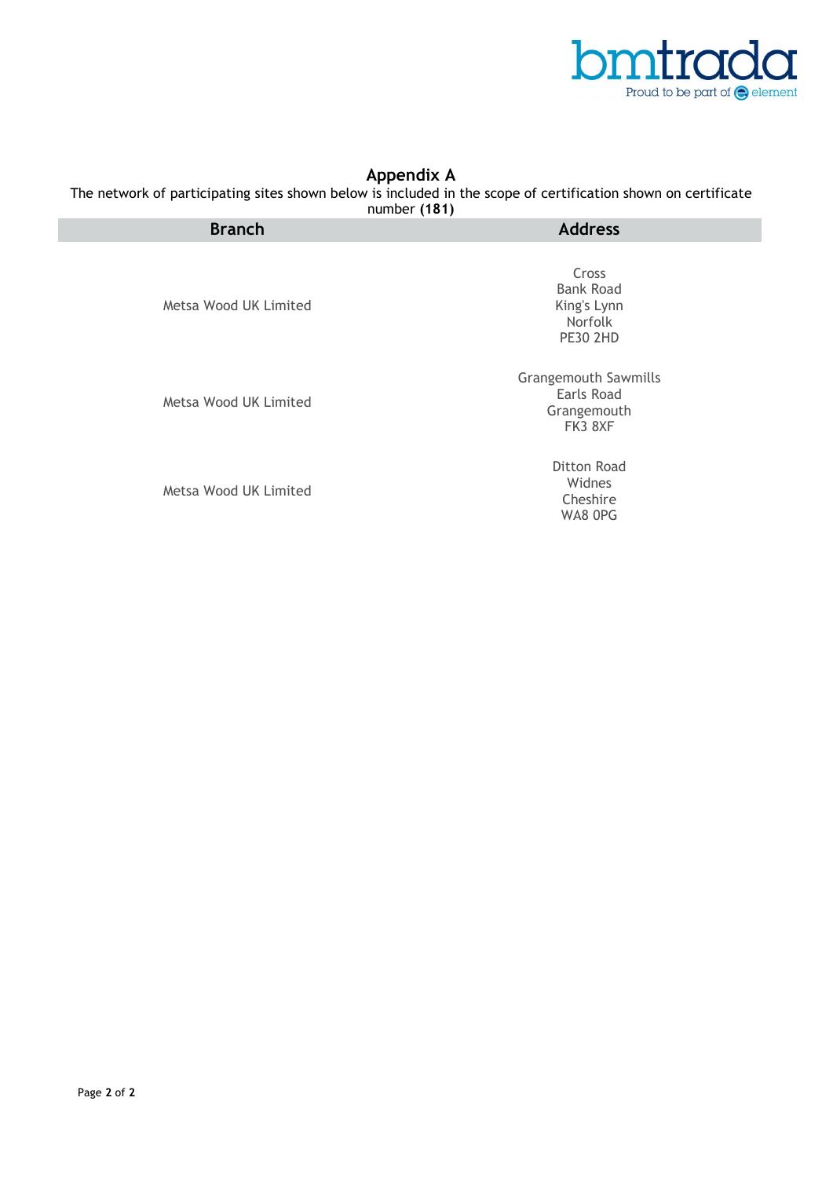## Appendix A

The network of participating sites shown below is included in the scope of certification shown on certificate number **(181)**

| Branch | Address |
|---|---|
| Metsa Wood UK Limited | Cross<br>Bank Road<br>King's Lynn<br>Norfolk<br>PE30 2HD |
| Metsa Wood UK Limited | Grangemouth Sawmills<br>Earls Road<br>Grangemouth<br>FK3 8XF |
| Metsa Wood UK Limited | Ditton Road<br>Widnes<br>Cheshire<br>WA8 0PG |